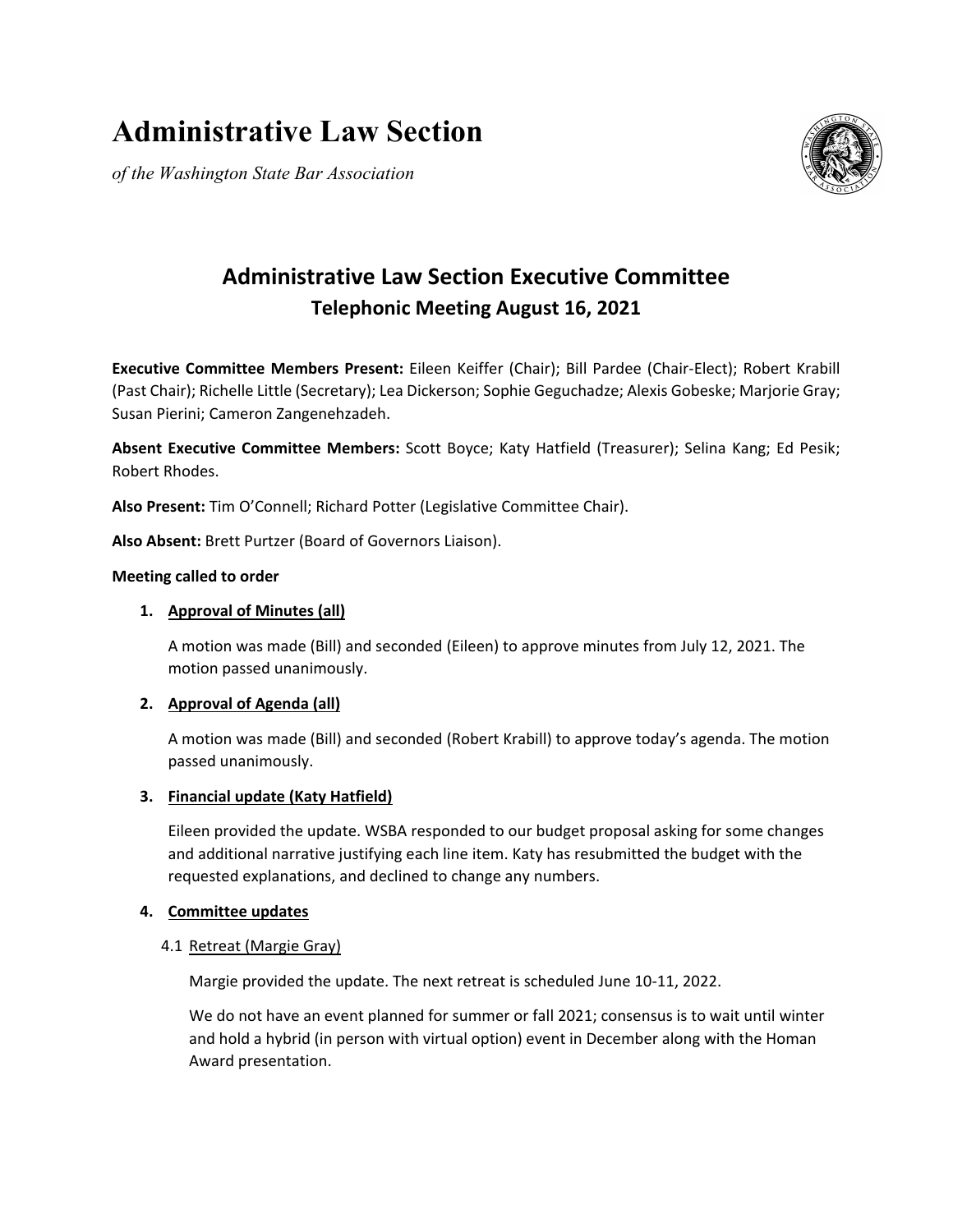# Administrative Law Section

*of the Washington State Bar Association*

## Administrative Law Section Executive Committee

### Telephonic Meeting August 16, 2021

**Executive Committee Members Present:** Eileen Keiffer (Chair); Bill Pardee (Chair-Elect); Robert Krabill (Past Chair); Richelle Little (Secretary); Lea Dickerson; Sophie Geguchadze; Alexis Gobeske; Marjorie Gray; Susan Pierini; Cameron Zangenehzadeh.

**Absent Executive Committee Members:** Scott Boyce; Katy Hatfield (Treasurer); Selina Kang; Ed Pesik; Robert Rhodes.

**Also Present:** Tim O'Connell; Richard Potter (Legislative Committee Chair).

**Also Absent:** Brett Purtzer (Board of Governors Liaison).

**Meeting called to order**

1. **Approval of Minutes (all)**

   A motion was made (Bill) and seconded (Eileen) to approve minutes from July 12, 2021. The motion passed unanimously.

2. **Approval of Agenda (all)**

   A motion was made (Bill) and seconded (Robert Krabill) to approve today's agenda. The motion passed unanimously.

3. **Financial update (Katy Hatfield)**

   Eileen provided the update. WSBA responded to our budget proposal asking for some changes and additional narrative justifying each line item. Katy has resubmitted the budget with the requested explanations, and declined to change any numbers.

4. **Committee updates**

   4.1 Retreat (Margie Gray)

   Margie provided the update. The next retreat is scheduled June 10-11, 2022.

   We do not have an event planned for summer or fall 2021; consensus is to wait until winter and hold a hybrid (in person with virtual option) event in December along with the Homan Award presentation.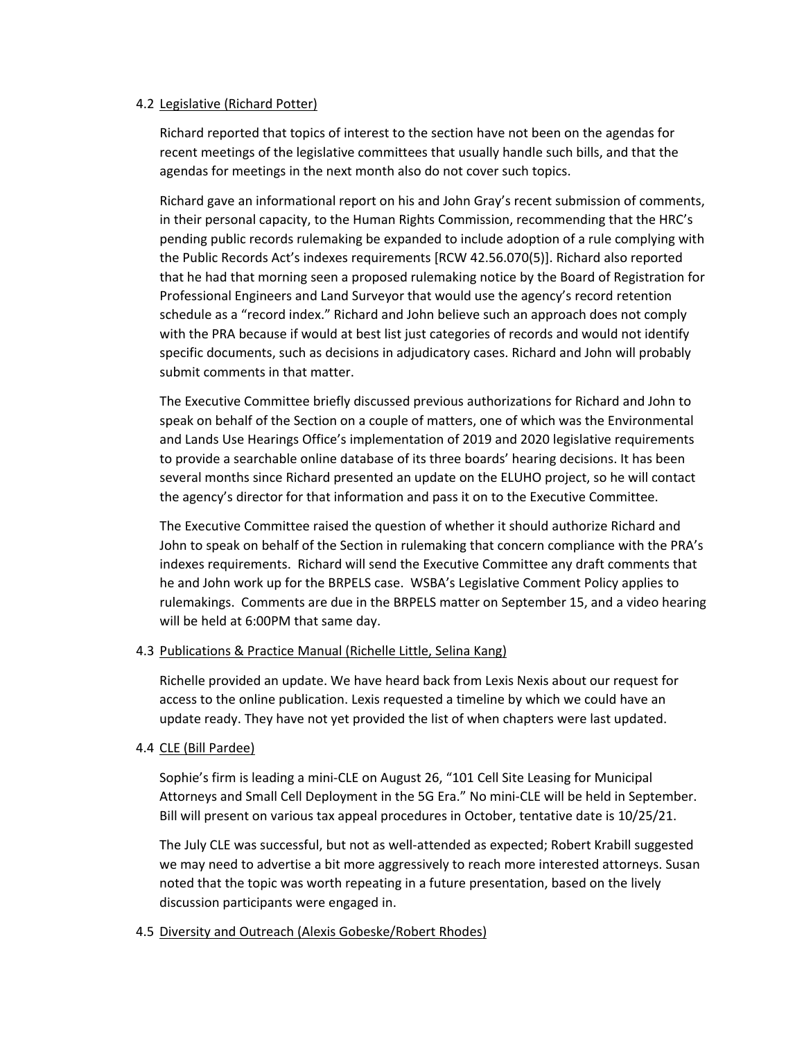4.2 Legislative (Richard Potter)

Richard reported that topics of interest to the section have not been on the agendas for recent meetings of the legislative committees that usually handle such bills, and that the agendas for meetings in the next month also do not cover such topics.

Richard gave an informational report on his and John Gray's recent submission of comments, in their personal capacity, to the Human Rights Commission, recommending that the HRC's pending public records rulemaking be expanded to include adoption of a rule complying with the Public Records Act's indexes requirements [RCW 42.56.070(5)]. Richard also reported that he had that morning seen a proposed rulemaking notice by the Board of Registration for Professional Engineers and Land Surveyor that would use the agency's record retention schedule as a "record index." Richard and John believe such an approach does not comply with the PRA because if would at best list just categories of records and would not identify specific documents, such as decisions in adjudicatory cases. Richard and John will probably submit comments in that matter.

The Executive Committee briefly discussed previous authorizations for Richard and John to speak on behalf of the Section on a couple of matters, one of which was the Environmental and Lands Use Hearings Office's implementation of 2019 and 2020 legislative requirements to provide a searchable online database of its three boards' hearing decisions. It has been several months since Richard presented an update on the ELUHO project, so he will contact the agency's director for that information and pass it on to the Executive Committee.

The Executive Committee raised the question of whether it should authorize Richard and John to speak on behalf of the Section in rulemaking that concern compliance with the PRA's indexes requirements. Richard will send the Executive Committee any draft comments that he and John work up for the BRPELS case. WSBA's Legislative Comment Policy applies to rulemakings. Comments are due in the BRPELS matter on September 15, and a video hearing will be held at 6:00PM that same day.

4.3 Publications & Practice Manual (Richelle Little, Selina Kang)

Richelle provided an update. We have heard back from Lexis Nexis about our request for access to the online publication. Lexis requested a timeline by which we could have an update ready. They have not yet provided the list of when chapters were last updated.

4.4 CLE (Bill Pardee)

Sophie's firm is leading a mini-CLE on August 26, "101 Cell Site Leasing for Municipal Attorneys and Small Cell Deployment in the 5G Era." No mini-CLE will be held in September. Bill will present on various tax appeal procedures in October, tentative date is 10/25/21.

The July CLE was successful, but not as well-attended as expected; Robert Krabill suggested we may need to advertise a bit more aggressively to reach more interested attorneys. Susan noted that the topic was worth repeating in a future presentation, based on the lively discussion participants were engaged in.

4.5 Diversity and Outreach (Alexis Gobeske/Robert Rhodes)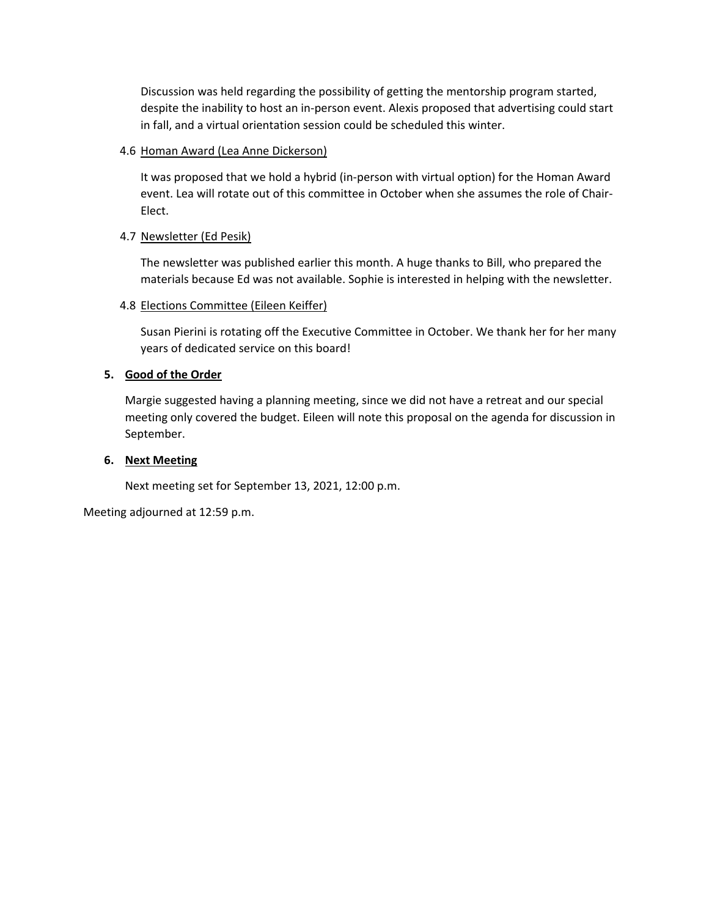Discussion was held regarding the possibility of getting the mentorship program started, despite the inability to host an in-person event. Alexis proposed that advertising could start in fall, and a virtual orientation session could be scheduled this winter.

4.6 Homan Award (Lea Anne Dickerson)

It was proposed that we hold a hybrid (in-person with virtual option) for the Homan Award event. Lea will rotate out of this committee in October when she assumes the role of Chair-Elect.

4.7 Newsletter (Ed Pesik)

The newsletter was published earlier this month. A huge thanks to Bill, who prepared the materials because Ed was not available. Sophie is interested in helping with the newsletter.

4.8 Elections Committee (Eileen Keiffer)

Susan Pierini is rotating off the Executive Committee in October. We thank her for her many years of dedicated service on this board!

**5. Good of the Order**

Margie suggested having a planning meeting, since we did not have a retreat and our special meeting only covered the budget. Eileen will note this proposal on the agenda for discussion in September.

**6. Next Meeting**

Next meeting set for September 13, 2021, 12:00 p.m.

Meeting adjourned at 12:59 p.m.